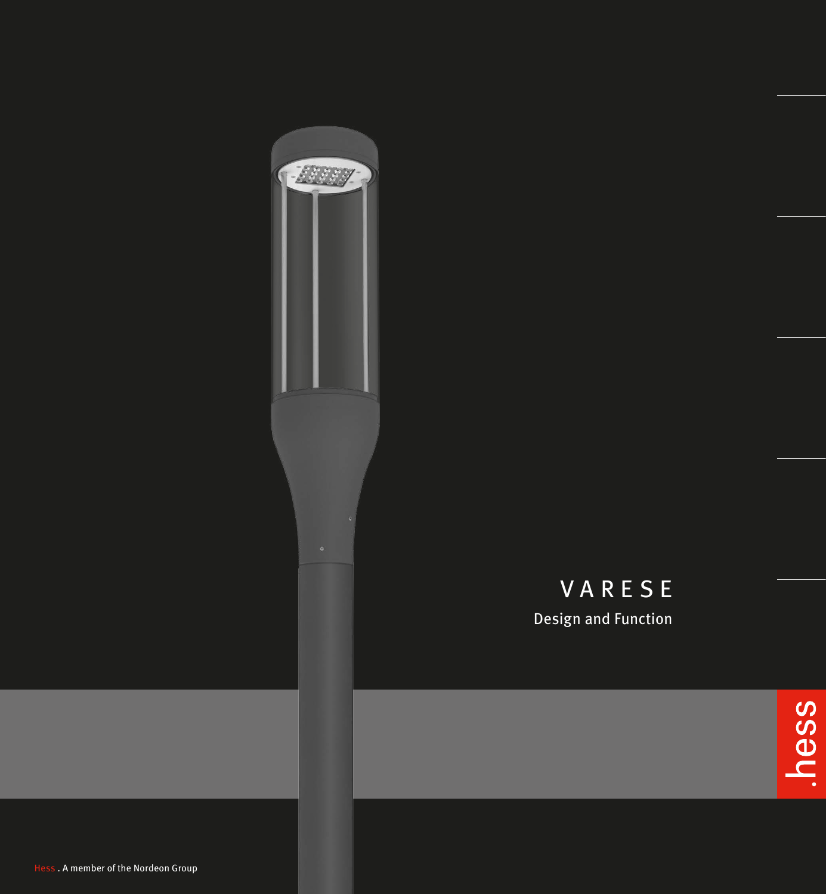# VARESE

Design and Function

.hess

Hess . A member of the Nordeon Group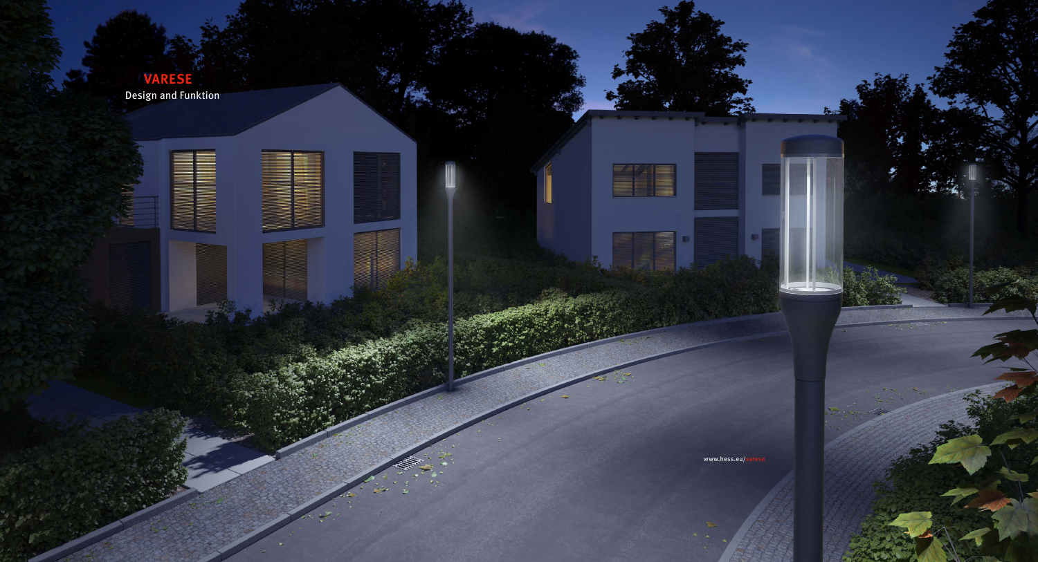# VARESE

Design and Funktion

www.hess.eu/varese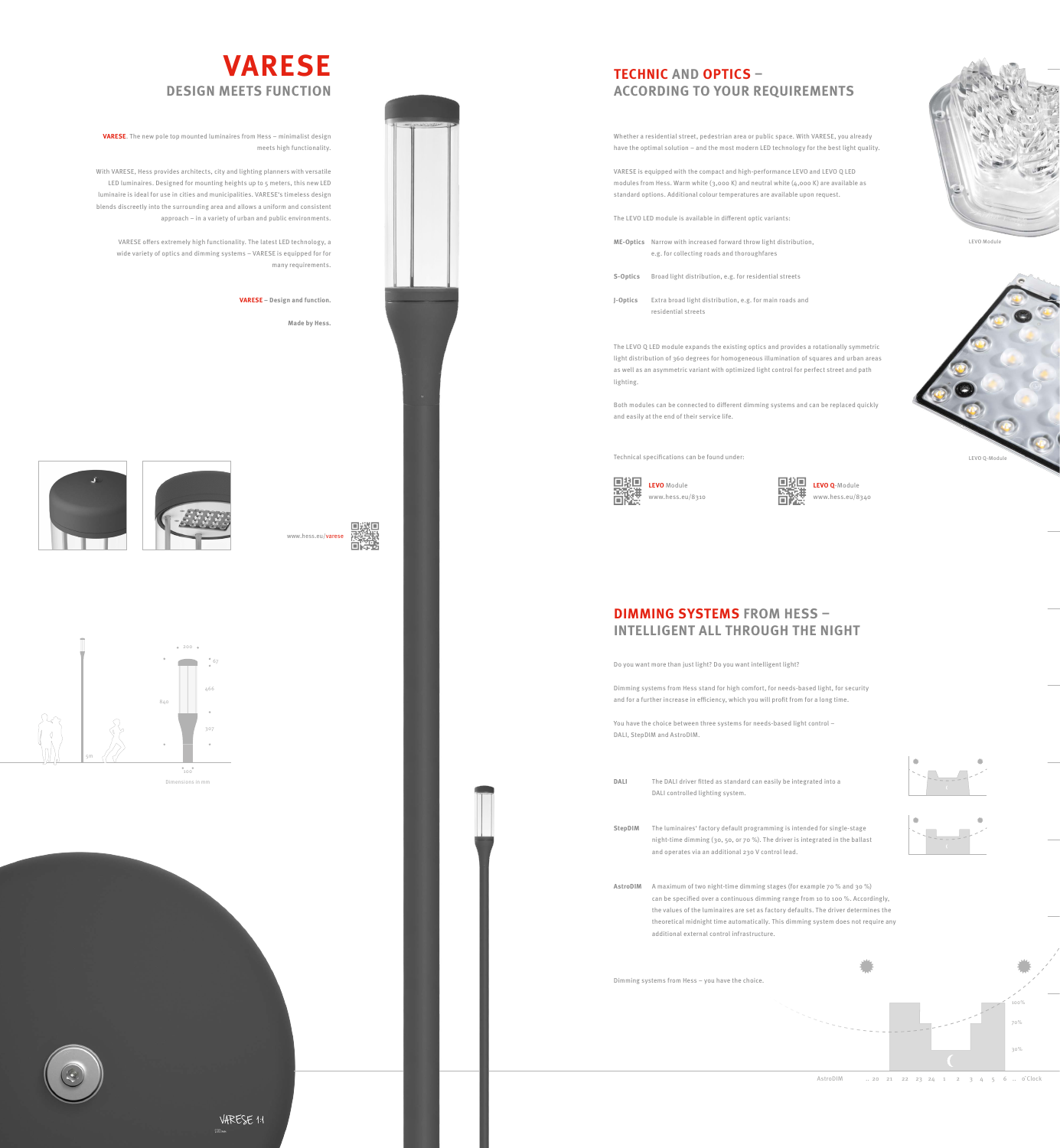# VARESE

## DESIGN MEETS FUNCTION

**VARESE**. The new pole top mounted luminaires from Hess – minimalist design meets high functionality.

With VARESE, Hess provides architects, city and lighting planners with versatile LED luminaires. Designed for mounting heights up to 5 meters, this new LED luminaire is ideal for use in cities and municipalities. VARESE's timeless design blends discreetly into the surrounding area and allows a uniform and consistent approach – in a variety of urban and public environments.

VARESE offers extremely high functionality. The latest LED technology, a wide variety of optics and dimming systems – VARESE is equipped for for many requirements.

**VARESE – Design and function.**

**Made by Hess.**

www.hess.eu/varese

200
67
466
840
307
5m
300
Dimensions in mm

VARESE 1:1

## TECHNIC AND OPTICS – ACCORDING TO YOUR REQUIREMENTS

Whether a residential street, pedestrian area or public space. With VARESE, you already have the optimal solution – and the most modern LED technology for the best light quality.

VARESE is equipped with the compact and high-performance LEVO and LEVO Q LED modules from Hess. Warm white (3,000 K) and neutral white (4,000 K) are available as standard options. Additional colour temperatures are available upon request.

The LEVO LED module is available in different optic variants:

**ME-Optics** Narrow with increased forward throw light distribution, e.g. for collecting roads and thoroughfares

**S-Optics** Broad light distribution, e.g. for residential streets

**J-Optics** Extra broad light distribution, e.g. for main roads and residential streets

The LEVO Q LED module expands the existing optics and provides a rotationally symmetric light distribution of 360 degrees for homogeneous illumination of squares and urban areas as well as an asymmetric variant with optimized light control for perfect street and path lighting.

Both modules can be connected to different dimming systems and can be replaced quickly and easily at the end of their service life.

LEVO Module

LEVO Q-Module

Technical specifications can be found under:

**LEVO** Module
www.hess.eu/8310

**LEVO Q**-Module
www.hess.eu/8340

## DIMMING SYSTEMS FROM HESS – INTELLIGENT ALL THROUGH THE NIGHT

Do you want more than just light? Do you want intelligent light?

Dimming systems from Hess stand for high comfort, for needs-based light, for security and for a further increase in efficiency, which you will profit from for a long time.

You have the choice between three systems for needs-based light control – DALI, StepDIM and AstroDIM.

**DALI** The DALI driver fitted as standard can easily be integrated into a DALI controlled lighting system.

**StepDIM** The luminaires' factory default programming is intended for single-stage night-time dimming (30, 50, or 70 %). The driver is integrated in the ballast and operates via an additional 230 V control lead.

**AstroDIM** A maximum of two night-time dimming stages (for example 70 % and 30 %) can be specified over a continuous dimming range from 10 to 100 %. Accordingly, the values of the luminaires are set as factory defaults. The driver determines the theoretical midnight time automatically. This dimming system does not require any additional external control infrastructure.

Dimming systems from Hess – you have the choice.

100%
70%
30%
AstroDIM .. 20 21 22 23 24 1 2 3 4 5 6 .. o'Clock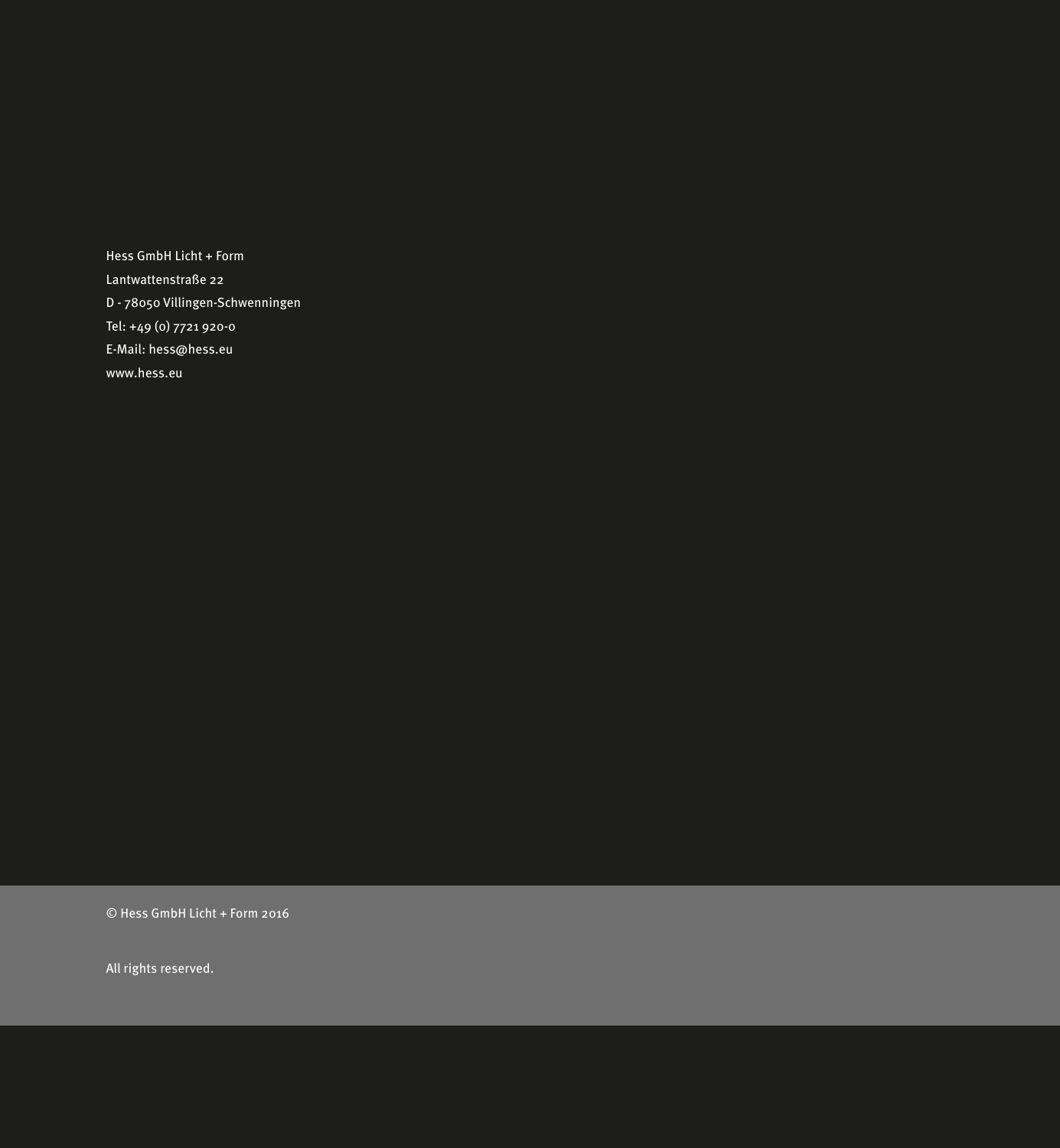Hess GmbH Licht + Form
Lantwattenstraße 22
D - 78050 Villingen-Schwenningen
Tel: +49 (0) 7721 920-0
E-Mail: hess@hess.eu
www.hess.eu

© Hess GmbH Licht + Form 2016

All rights reserved.